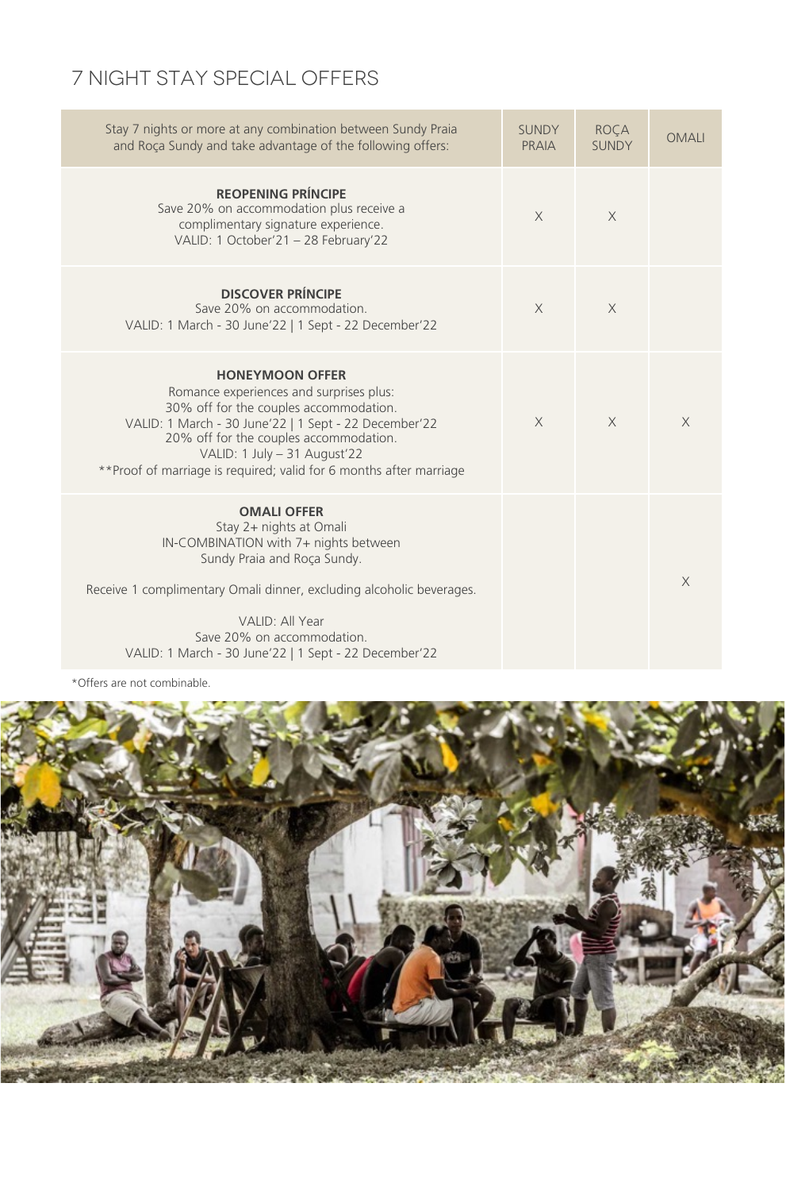# 7 NIGHT STAY SPECIAL OFFERS

| Stay 7 nights or more at any combination between Sundy Praia and Roça Sundy and take advantage of the following offers: | SUNDY PRAIA | ROÇA SUNDY | OMALI |
|---|---|---|---|
| **REOPENING PRÍNCIPE**<br>Save 20% on accommodation plus receive a complimentary signature experience.<br>VALID: 1 October'21 – 28 February'22 | X | X | |
| **DISCOVER PRÍNCIPE**<br>Save 20% on accommodation.<br>VALID: 1 March - 30 June'22 \| 1 Sept - 22 December'22 | X | X | |
| **HONEYMOON OFFER**<br>Romance experiences and surprises plus:<br>30% off for the couples accommodation.<br>VALID: 1 March - 30 June'22 \| 1 Sept - 22 December'22<br>20% off for the couples accommodation.<br>VALID: 1 July – 31 August'22<br>**Proof of marriage is required; valid for 6 months after marriage | X | X | X |
| **OMALI OFFER**<br>Stay 2+ nights at Omali<br>IN-COMBINATION with 7+ nights between Sundy Praia and Roça Sundy.<br><br>Receive 1 complimentary Omali dinner, excluding alcoholic beverages.<br><br>VALID: All Year<br>Save 20% on accommodation.<br>VALID: 1 March - 30 June'22 \| 1 Sept - 22 December'22 | | | X |

*Offers are not combinable.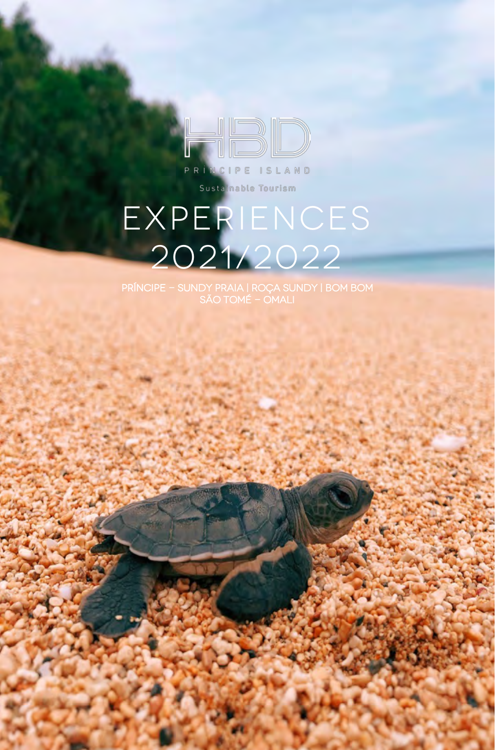HBD

PRÍNCIPE ISLAND

Sustainable Tourism

# EXPERIENCES 2021/2022

PRÍNCIPE – SUNDY PRAIA | ROÇA SUNDY | BOM BOM
SÃO TOMÉ – OMALI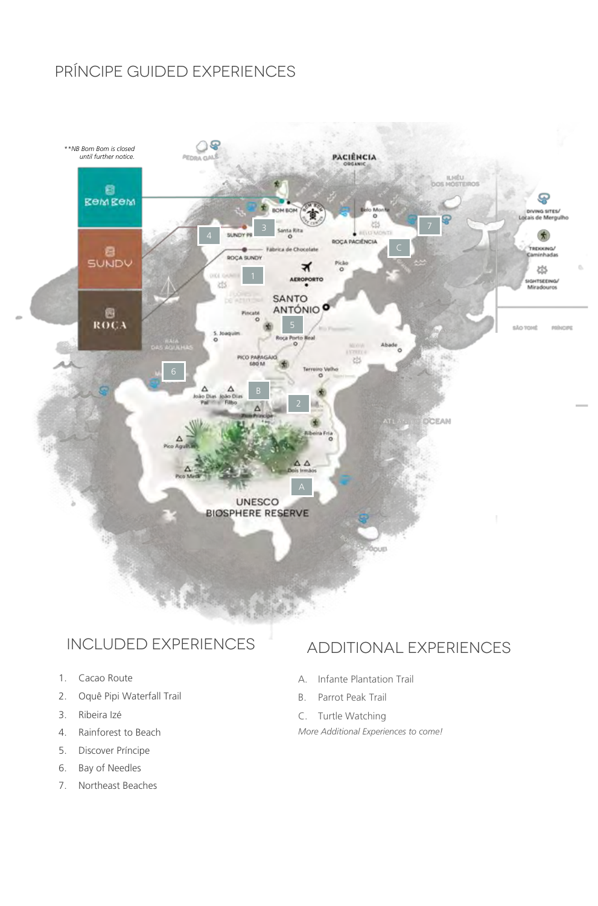# PRÍNCIPE GUIDED EXPERIENCES

*\*\*NB Bom Bom is closed until further notice.*

BOM BOM

SUNDY

ROÇA

## INCLUDED EXPERIENCES

1. Cacao Route
2. Oquê Pipi Waterfall Trail
3. Ribeira Izé
4. Rainforest to Beach
5. Discover Príncipe
6. Bay of Needles
7. Northeast Beaches

## ADDITIONAL EXPERIENCES

A. Infante Plantation Trail

B. Parrot Peak Trail

C. Turtle Watching

*More Additional Experiences to come!*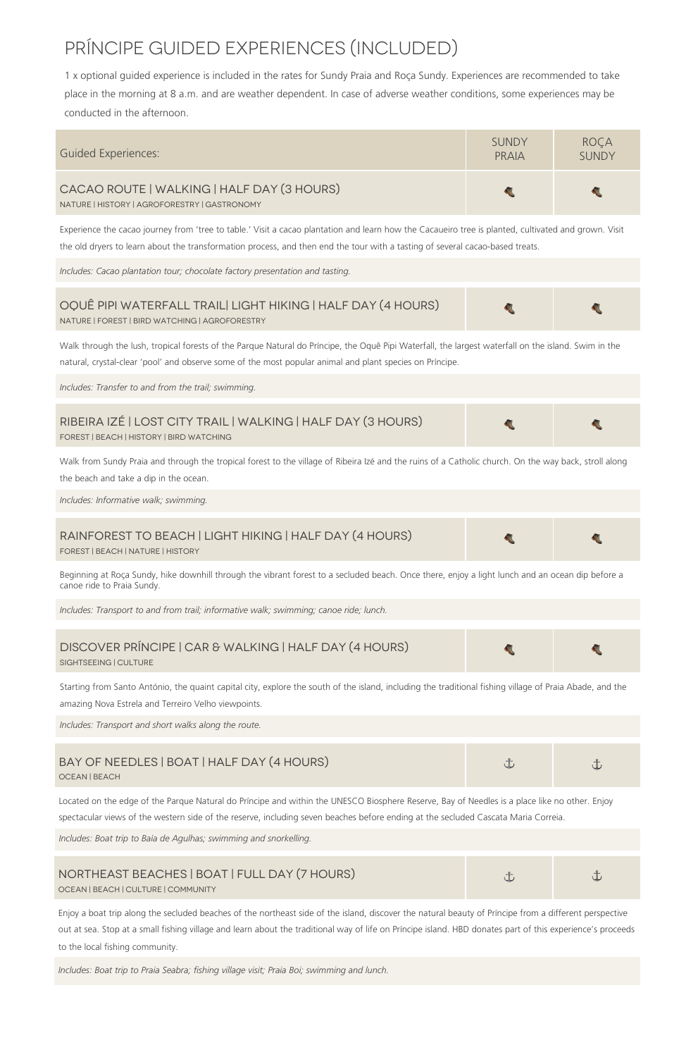# PRÍNCIPE GUIDED EXPERIENCES (INCLUDED)

1 x optional guided experience is included in the rates for Sundy Praia and Roça Sundy. Experiences are recommended to take place in the morning at 8 a.m. and are weather dependent. In case of adverse weather conditions, some experiences may be conducted in the afternoon.

| Guided Experiences: | SUNDY PRAIA | ROÇA SUNDY |
|---|---|---|
| CACAO ROUTE \| WALKING \| HALF DAY (3 HOURS)<br>NATURE \| HISTORY \| AGROFORESTRY \| GASTRONOMY | 🥾 | 🥾 |

Experience the cacao journey from 'tree to table.' Visit a cacao plantation and learn how the Cacaueiro tree is planted, cultivated and grown. Visit the old dryers to learn about the transformation process, and then end the tour with a tasting of several cacao-based treats.

*Includes: Cacao plantation tour; chocolate factory presentation and tasting.*

| | | |
|---|---|---|
| OQUÊ PIPI WATERFALL TRAIL\| LIGHT HIKING \| HALF DAY (4 HOURS)<br>NATURE \| FOREST \| BIRD WATCHING \| AGROFORESTRY | 🥾 | 🥾 |

Walk through the lush, tropical forests of the Parque Natural do Príncipe, the Oquê Pipi Waterfall, the largest waterfall on the island. Swim in the natural, crystal-clear 'pool' and observe some of the most popular animal and plant species on Príncipe.

*Includes: Transfer to and from the trail; swimming.*

| | | |
|---|---|---|
| RIBEIRA IZÉ \| LOST CITY TRAIL \| WALKING \| HALF DAY (3 HOURS)<br>FOREST \| BEACH \| HISTORY \| BIRD WATCHING | 🥾 | 🥾 |

Walk from Sundy Praia and through the tropical forest to the village of Ribeira Izé and the ruins of a Catholic church. On the way back, stroll along the beach and take a dip in the ocean.

*Includes: Informative walk; swimming.*

| | | |
|---|---|---|
| RAINFOREST TO BEACH \| LIGHT HIKING \| HALF DAY (4 HOURS)<br>FOREST \| BEACH \| NATURE \| HISTORY | 🥾 | 🥾 |

Beginning at Roça Sundy, hike downhill through the vibrant forest to a secluded beach. Once there, enjoy a light lunch and an ocean dip before a canoe ride to Praia Sundy.

*Includes: Transport to and from trail; informative walk; swimming; canoe ride; lunch.*

| | | |
|---|---|---|
| DISCOVER PRÍNCIPE \| CAR & WALKING \| HALF DAY (4 HOURS)<br>SIGHTSEEING \| CULTURE | 🥾 | 🥾 |

Starting from Santo António, the quaint capital city, explore the south of the island, including the traditional fishing village of Praia Abade, and the amazing Nova Estrela and Terreiro Velho viewpoints.

*Includes: Transport and short walks along the route.*

| | | |
|---|---|---|
| BAY OF NEEDLES \| BOAT \| HALF DAY (4 HOURS)<br>OCEAN \| BEACH | ⚓ | ⚓ |

Located on the edge of the Parque Natural do Príncipe and within the UNESCO Biosphere Reserve, Bay of Needles is a place like no other. Enjoy spectacular views of the western side of the reserve, including seven beaches before ending at the secluded Cascata Maria Correia.

*Includes: Boat trip to Baía de Agulhas; swimming and snorkelling.*

| | | |
|---|---|---|
| NORTHEAST BEACHES \| BOAT \| FULL DAY (7 HOURS)<br>OCEAN \| BEACH \| CULTURE \| COMMUNITY | ⚓ | ⚓ |

Enjoy a boat trip along the secluded beaches of the northeast side of the island, discover the natural beauty of Príncipe from a different perspective out at sea. Stop at a small fishing village and learn about the traditional way of life on Príncipe island. HBD donates part of this experience's proceeds to the local fishing community.

*Includes: Boat trip to Praia Seabra; fishing village visit; Praia Boi; swimming and lunch.*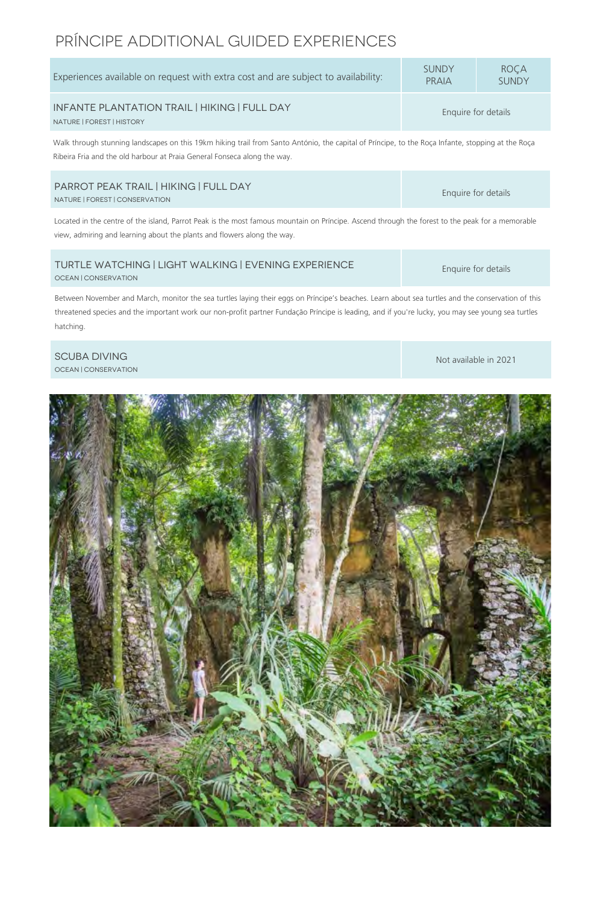# PRÍNCIPE ADDITIONAL GUIDED EXPERIENCES

| Experiences available on request with extra cost and are subject to availability: | SUNDY PRAIA | ROÇA SUNDY |
|---|---|---|
| INFANTE PLANTATION TRAIL \| HIKING \| FULL DAY<br>NATURE \| FOREST \| HISTORY | Enquire for details | |

Walk through stunning landscapes on this 19km hiking trail from Santo António, the capital of Príncipe, to the Roça Infante, stopping at the Roça Ribeira Fria and the old harbour at Praia General Fonseca along the way.

| | |
|---|---|
| PARROT PEAK TRAIL \| HIKING \| FULL DAY<br>NATURE \| FOREST \| CONSERVATION | Enquire for details |

Located in the centre of the island, Parrot Peak is the most famous mountain on Príncipe. Ascend through the forest to the peak for a memorable view, admiring and learning about the plants and flowers along the way.

| | |
|---|---|
| TURTLE WATCHING \| LIGHT WALKING \| EVENING EXPERIENCE<br>OCEAN \| CONSERVATION | Enquire for details |

Between November and March, monitor the sea turtles laying their eggs on Príncipe's beaches. Learn about sea turtles and the conservation of this threatened species and the important work our non-profit partner Fundação Príncipe is leading, and if you're lucky, you may see young sea turtles hatching.

| | |
|---|---|
| SCUBA DIVING<br>OCEAN \| CONSERVATION | Not available in 2021 |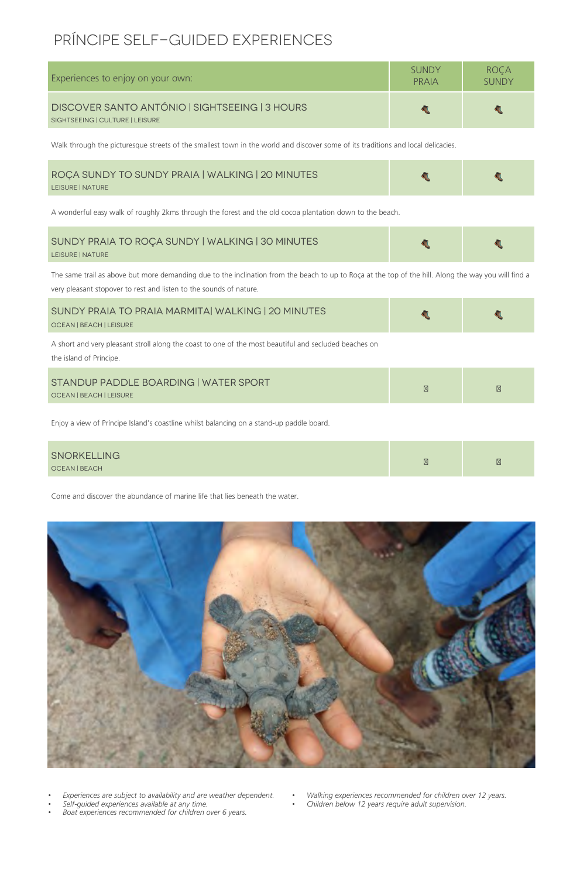# PRÍNCIPE SELF-GUIDED EXPERIENCES

| Experiences to enjoy on your own: | SUNDY PRAIA | ROÇA SUNDY |
|---|---|---|
| DISCOVER SANTO ANTÓNIO \| SIGHTSEEING \| 3 HOURS<br>SIGHTSEEING \| CULTURE \| LEISURE | 🥾 | 🥾 |

Walk through the picturesque streets of the smallest town in the world and discover some of its traditions and local delicacies.

| | | |
|---|---|---|
| ROÇA SUNDY TO SUNDY PRAIA \| WALKING \| 20 MINUTES<br>LEISURE \| NATURE | 🥾 | 🥾 |

A wonderful easy walk of roughly 2kms through the forest and the old cocoa plantation down to the beach.

| | | |
|---|---|---|
| SUNDY PRAIA TO ROÇA SUNDY \| WALKING \| 30 MINUTES<br>LEISURE \| NATURE | 🥾 | 🥾 |

The same trail as above but more demanding due to the inclination from the beach to up to Roça at the top of the hill. Along the way you will find a very pleasant stopover to rest and listen to the sounds of nature.

| | | |
|---|---|---|
| SUNDY PRAIA TO PRAIA MARMITA\| WALKING \| 20 MINUTES<br>OCEAN \| BEACH \| LEISURE | 🥾 | 🥾 |

A short and very pleasant stroll along the coast to one of the most beautiful and secluded beaches on the island of Príncipe.

| | | |
|---|---|---|
| STANDUP PADDLE BOARDING \| WATER SPORT<br>OCEAN \| BEACH \| LEISURE | ⊠ | ⊠ |

Enjoy a view of Príncipe Island's coastline whilst balancing on a stand-up paddle board.

| | | |
|---|---|---|
| SNORKELLING<br>OCEAN \| BEACH | ⊠ | ⊠ |

Come and discover the abundance of marine life that lies beneath the water.

- *Experiences are subject to availability and are weather dependent.*
- *Self-guided experiences available at any time.*
- *Boat experiences recommended for children over 6 years.*
- *Walking experiences recommended for children over 12 years.*
- *Children below 12 years require adult supervision.*